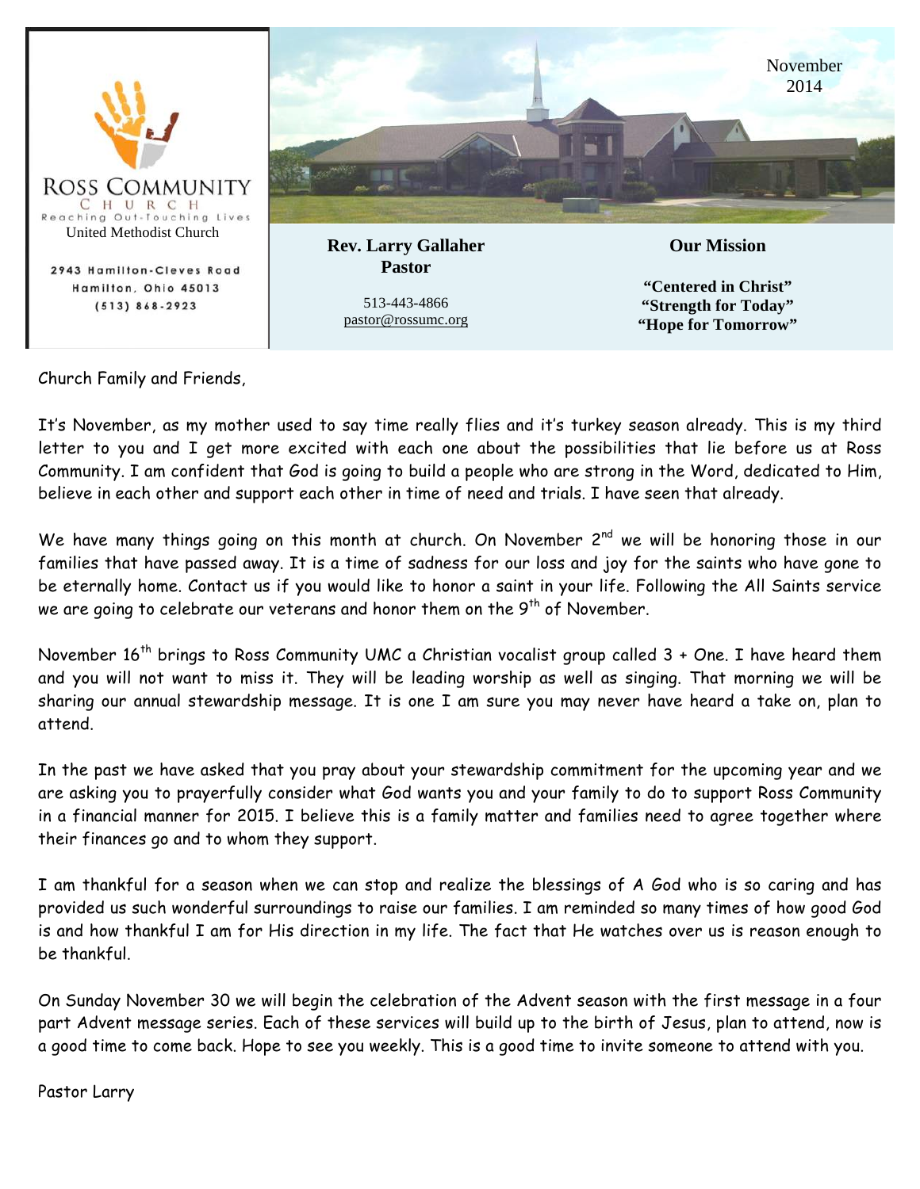**ROSS COMMUNITY CHURCH**
Reaching Out-Touching Lives
United Methodist Church

2943 Hamilton-Cleves Road
Hamilton, Ohio 45013
(513) 868-2923

November 2014

**Rev. Larry Gallaher**
**Pastor**

513-443-4866
pastor@rossumc.org

**Our Mission**

**"Centered in Christ"**
**"Strength for Today"**
**"Hope for Tomorrow"**

Church Family and Friends,

It's November, as my mother used to say time really flies and it's turkey season already. This is my third letter to you and I get more excited with each one about the possibilities that lie before us at Ross Community. I am confident that God is going to build a people who are strong in the Word, dedicated to Him, believe in each other and support each other in time of need and trials. I have seen that already.

We have many things going on this month at church. On November 2nd we will be honoring those in our families that have passed away. It is a time of sadness for our loss and joy for the saints who have gone to be eternally home. Contact us if you would like to honor a saint in your life. Following the All Saints service we are going to celebrate our veterans and honor them on the 9th of November.

November 16th brings to Ross Community UMC a Christian vocalist group called 3 + One. I have heard them and you will not want to miss it. They will be leading worship as well as singing. That morning we will be sharing our annual stewardship message. It is one I am sure you may never have heard a take on, plan to attend.

In the past we have asked that you pray about your stewardship commitment for the upcoming year and we are asking you to prayerfully consider what God wants you and your family to do to support Ross Community in a financial manner for 2015. I believe this is a family matter and families need to agree together where their finances go and to whom they support.

I am thankful for a season when we can stop and realize the blessings of A God who is so caring and has provided us such wonderful surroundings to raise our families. I am reminded so many times of how good God is and how thankful I am for His direction in my life. The fact that He watches over us is reason enough to be thankful.

On Sunday November 30 we will begin the celebration of the Advent season with the first message in a four part Advent message series. Each of these services will build up to the birth of Jesus, plan to attend, now is a good time to come back. Hope to see you weekly. This is a good time to invite someone to attend with you.

Pastor Larry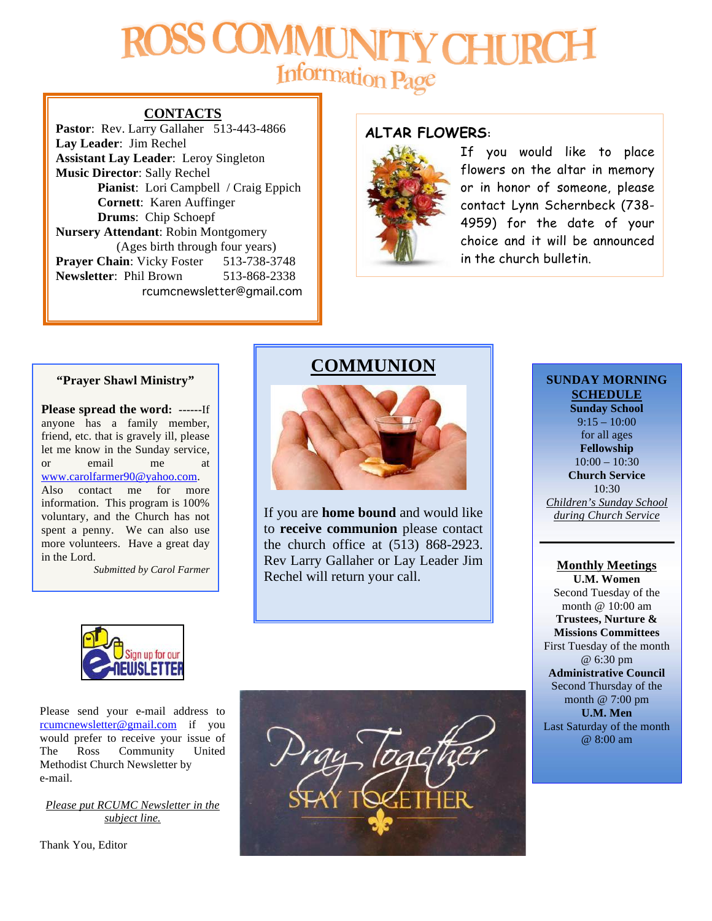# ROSS COMMUNITY CHURCH

## Information Page

### CONTACTS

**Pastor**: Rev. Larry Gallaher 513-443-4866
**Lay Leader**: Jim Rechel
**Assistant Lay Leader**: Leroy Singleton
**Music Director**: Sally Rechel
**Pianist**: Lori Campbell / Craig Eppich
**Cornett**: Karen Auffinger
**Drums**: Chip Schoepf
**Nursery Attendant**: Robin Montgomery
(Ages birth through four years)
**Prayer Chain**: Vicky Foster 513-738-3748
**Newsletter**: Phil Brown 513-868-2338
rcumcnewsletter@gmail.com

### ALTAR FLOWERS:

If you would like to place flowers on the altar in memory or in honor of someone, please contact Lynn Schernbeck (738-4959) for the date of your choice and it will be announced in the church bulletin.

### "Prayer Shawl Ministry"

**Please spread the word:** ------If anyone has a family member, friend, etc. that is gravely ill, please let me know in the Sunday service, or email me at www.carolfarmer90@yahoo.com. Also contact me for more information. This program is 100% voluntary, and the Church has not spent a penny. We can also use more volunteers. Have a great day in the Lord.

*Submitted by Carol Farmer*

### COMMUNION

If you are **home bound** and would like to **receive communion** please contact the church office at (513) 868-2923. Rev Larry Gallaher or Lay Leader Jim Rechel will return your call.

### SUNDAY MORNING SCHEDULE

**Sunday School**
9:15 – 10:00
for all ages

**Fellowship**
10:00 – 10:30

**Church Service**
10:30

*Children's Sunday School during Church Service*

### Monthly Meetings

**U.M. Women**
Second Tuesday of the month @ 10:00 am

**Trustees, Nurture & Missions Committees**
First Tuesday of the month @ 6:30 pm

**Administrative Council**
Second Thursday of the month @ 7:00 pm

**U.M. Men**
Last Saturday of the month @ 8:00 am

### Sign up for our e-NEWSLETTER

Please send your e-mail address to rcumcnewsletter@gmail.com if you would prefer to receive your issue of The Ross Community United Methodist Church Newsletter by e-mail.

*Please put RCUMC Newsletter in the subject line.*

Thank You, Editor

Pray Together
STAY TOGETHER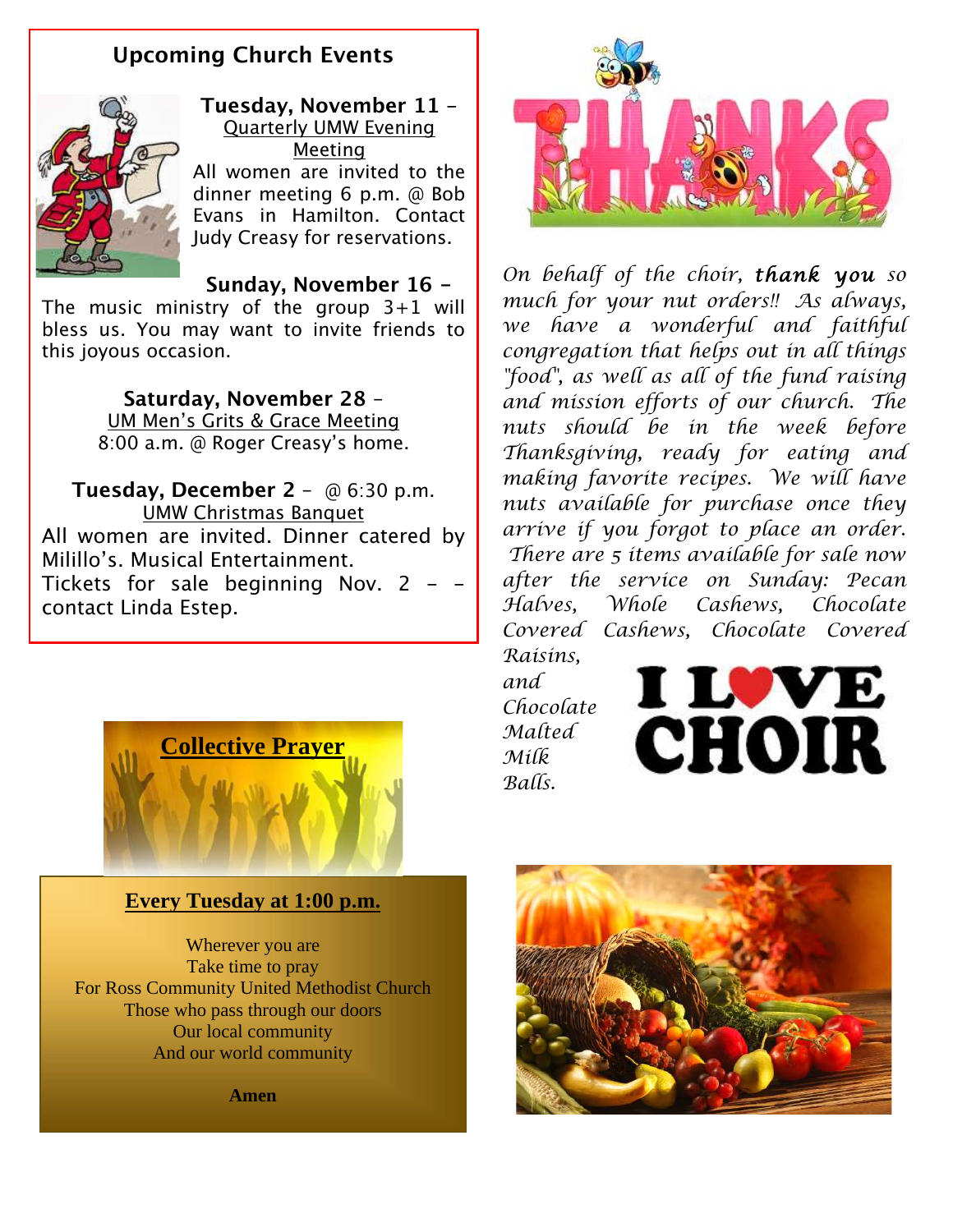## Upcoming Church Events

**Tuesday, November 11 –**
Quarterly UMW Evening Meeting
All women are invited to the dinner meeting 6 p.m. @ Bob Evans in Hamilton. Contact Judy Creasy for reservations.

**Sunday, November 16 –**
The music ministry of the group 3+1 will bless us. You may want to invite friends to this joyous occasion.

**Saturday, November 28 –**
UM Men's Grits & Grace Meeting
8:00 a.m. @ Roger Creasy's home.

**Tuesday, December 2 –** @ 6:30 p.m.
UMW Christmas Banquet
All women are invited. Dinner catered by Milillo's. Musical Entertainment.
Tickets for sale beginning Nov. 2 – – contact Linda Estep.

## Collective Prayer

**Every Tuesday at 1:00 p.m.**

Wherever you are
Take time to pray
For Ross Community United Methodist Church
Those who pass through our doors
Our local community
And our world community

**Amen**

*On behalf of the choir, **thank you** so much for your nut orders!! As always, we have a wonderful and faithful congregation that helps out in all things "food", as well as all of the fund raising and mission efforts of our church. The nuts should be in the week before Thanksgiving, ready for eating and making favorite recipes. We will have nuts available for purchase once they arrive if you forgot to place an order. There are 5 items available for sale now after the service on Sunday: Pecan Halves, Whole Cashews, Chocolate Covered Cashews, Chocolate Covered Raisins, and Chocolate Malted Milk Balls.*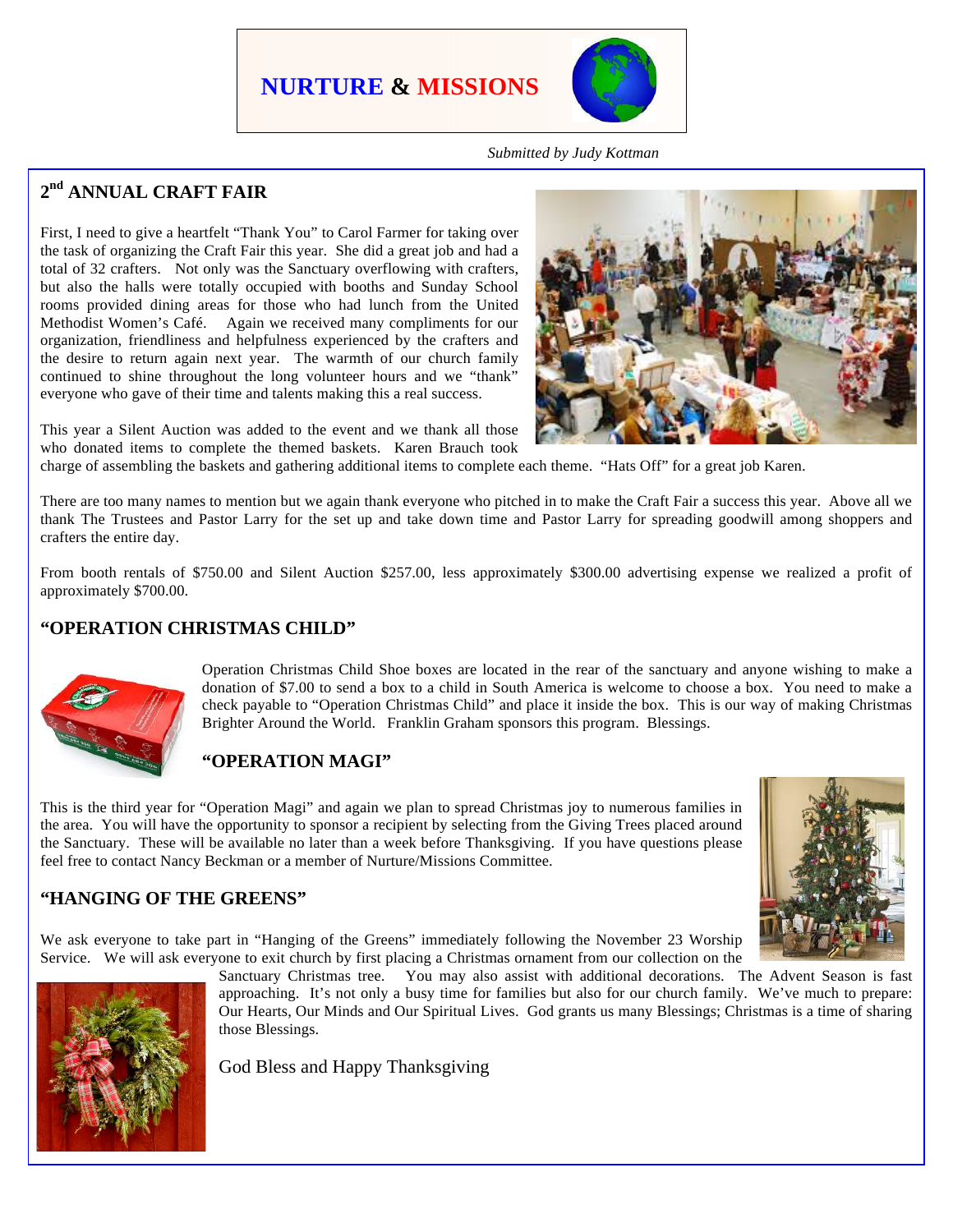# NURTURE & MISSIONS

*Submitted by Judy Kottman*

## 2nd ANNUAL CRAFT FAIR

First, I need to give a heartfelt "Thank You" to Carol Farmer for taking over the task of organizing the Craft Fair this year. She did a great job and had a total of 32 crafters. Not only was the Sanctuary overflowing with crafters, but also the halls were totally occupied with booths and Sunday School rooms provided dining areas for those who had lunch from the United Methodist Women's Café. Again we received many compliments for our organization, friendliness and helpfulness experienced by the crafters and the desire to return again next year. The warmth of our church family continued to shine throughout the long volunteer hours and we "thank" everyone who gave of their time and talents making this a real success.

This year a Silent Auction was added to the event and we thank all those who donated items to complete the themed baskets. Karen Brauch took charge of assembling the baskets and gathering additional items to complete each theme. "Hats Off" for a great job Karen.

There are too many names to mention but we again thank everyone who pitched in to make the Craft Fair a success this year. Above all we thank The Trustees and Pastor Larry for the set up and take down time and Pastor Larry for spreading goodwill among shoppers and crafters the entire day.

From booth rentals of $750.00 and Silent Auction $257.00, less approximately $300.00 advertising expense we realized a profit of approximately $700.00.

## "OPERATION CHRISTMAS CHILD"

Operation Christmas Child Shoe boxes are located in the rear of the sanctuary and anyone wishing to make a donation of $7.00 to send a box to a child in South America is welcome to choose a box. You need to make a check payable to "Operation Christmas Child" and place it inside the box. This is our way of making Christmas Brighter Around the World. Franklin Graham sponsors this program. Blessings.

## "OPERATION MAGI"

This is the third year for "Operation Magi" and again we plan to spread Christmas joy to numerous families in the area. You will have the opportunity to sponsor a recipient by selecting from the Giving Trees placed around the Sanctuary. These will be available no later than a week before Thanksgiving. If you have questions please feel free to contact Nancy Beckman or a member of Nurture/Missions Committee.

## "HANGING OF THE GREENS"

We ask everyone to take part in "Hanging of the Greens" immediately following the November 23 Worship Service. We will ask everyone to exit church by first placing a Christmas ornament from our collection on the Sanctuary Christmas tree. You may also assist with additional decorations. The Advent Season is fast approaching. It's not only a busy time for families but also for our church family. We've much to prepare: Our Hearts, Our Minds and Our Spiritual Lives. God grants us many Blessings; Christmas is a time of sharing those Blessings.

God Bless and Happy Thanksgiving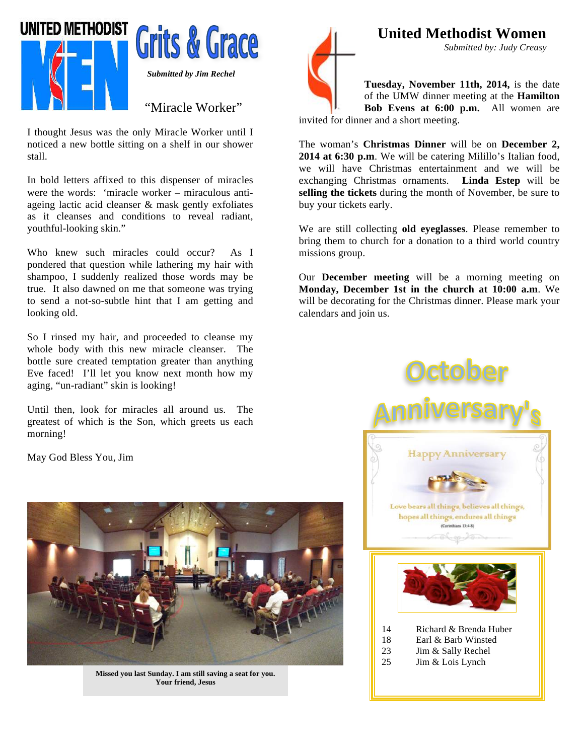# UNITED METHODIST MEN — Grits & Grace

*Submitted by Jim Rechel*

## "Miracle Worker"

I thought Jesus was the only Miracle Worker until I noticed a new bottle sitting on a shelf in our shower stall.

In bold letters affixed to this dispenser of miracles were the words: 'miracle worker – miraculous anti-ageing lactic acid cleanser & mask gently exfoliates as it cleanses and conditions to reveal radiant, youthful-looking skin."

Who knew such miracles could occur? As I pondered that question while lathering my hair with shampoo, I suddenly realized those words may be true. It also dawned on me that someone was trying to send a not-so-subtle hint that I am getting and looking old.

So I rinsed my hair, and proceeded to cleanse my whole body with this new miracle cleanser. The bottle sure created temptation greater than anything Eve faced! I'll let you know next month how my aging, "un-radiant" skin is looking!

Until then, look for miracles all around us. The greatest of which is the Son, which greets us each morning!

May God Bless You, Jim

**Missed you last Sunday. I am still saving a seat for you.**
**Your friend, Jesus**

# United Methodist Women

*Submitted by: Judy Creasy*

**Tuesday, November 11th, 2014,** is the date of the UMW dinner meeting at the **Hamilton Bob Evens at 6:00 p.m.** All women are invited for dinner and a short meeting.

The woman's **Christmas Dinner** will be on **December 2, 2014 at 6:30 p.m**. We will be catering Milillo's Italian food, we will have Christmas entertainment and we will be exchanging Christmas ornaments. **Linda Estep** will be **selling the tickets** during the month of November, be sure to buy your tickets early.

We are still collecting **old eyeglasses**. Please remember to bring them to church for a donation to a third world country missions group.

Our **December meeting** will be a morning meeting on **Monday, December 1st in the church at 10:00 a.m**. We will be decorating for the Christmas dinner. Please mark your calendars and join us.

# October Anniversary's

Happy Anniversary

Love bears all things, believes all things, hopes all things, endures all things
(Corinthians 13:4-8)

| | |
|---|---|
| 14 | Richard & Brenda Huber |
| 18 | Earl & Barb Winsted |
| 23 | Jim & Sally Rechel |
| 25 | Jim & Lois Lynch |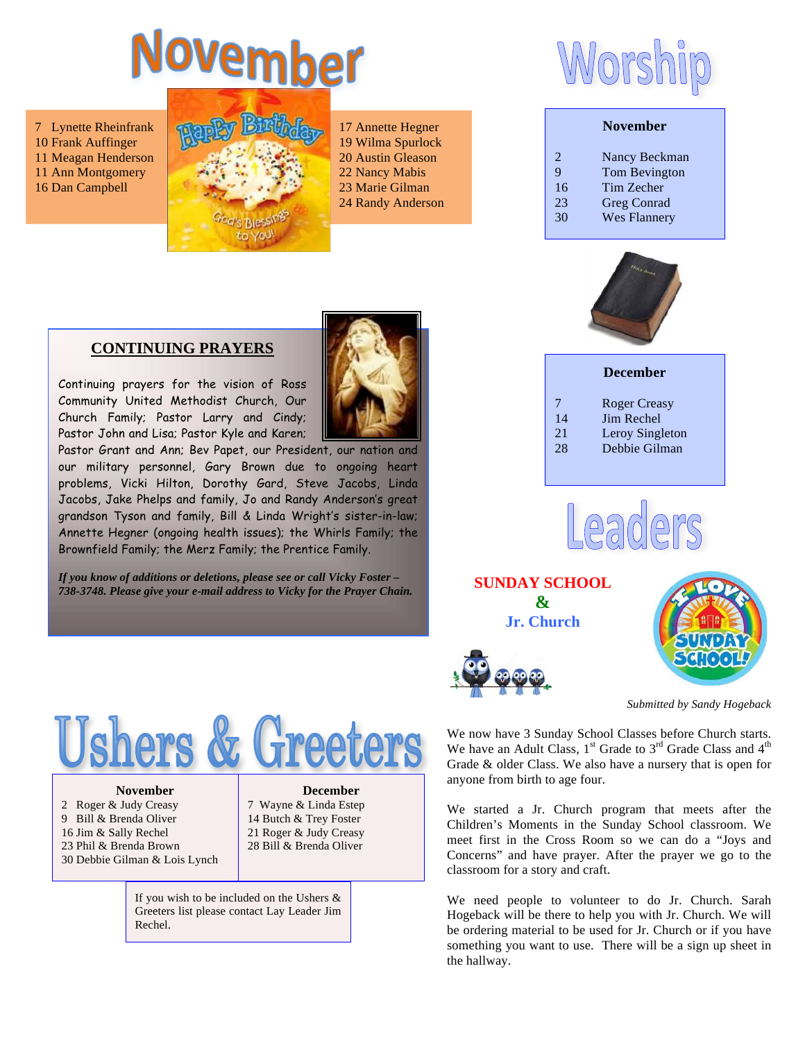# November

7 Lynette Rheinfrank
10 Frank Auffinger
11 Meagan Henderson
11 Ann Montgomery
16 Dan Campbell

17 Annette Hegner
19 Wilma Spurlock
20 Austin Gleason
22 Nancy Mabis
23 Marie Gilman
24 Randy Anderson

# Worship

| November | |
|---|---|
| 2 | Nancy Beckman |
| 9 | Tom Bevington |
| 16 | Tim Zecher |
| 23 | Greg Conrad |
| 30 | Wes Flannery |

| December | |
|---|---|
| 7 | Roger Creasy |
| 14 | Jim Rechel |
| 21 | Leroy Singleton |
| 28 | Debbie Gilman |

## CONTINUING PRAYERS

Continuing prayers for the vision of Ross Community United Methodist Church, Our Church Family; Pastor Larry and Cindy; Pastor John and Lisa; Pastor Kyle and Karen; Pastor Grant and Ann; Bev Papet, our President, our nation and our military personnel, Gary Brown due to ongoing heart problems, Vicki Hilton, Dorothy Gard, Steve Jacobs, Linda Jacobs, Jake Phelps and family, Jo and Randy Anderson's great grandson Tyson and family, Bill & Linda Wright's sister-in-law; Annette Hegner (ongoing health issues); the Whirls Family; the Brownfield Family; the Merz Family; the Prentice Family.

***If you know of additions or deletions, please see or call Vicky Foster – 738-3748. Please give your e-mail address to Vicky for the Prayer Chain.***

# Ushers & Greeters

| November | December |
|---|---|
| 2 Roger & Judy Creasy | 7 Wayne & Linda Estep |
| 9 Bill & Brenda Oliver | 14 Butch & Trey Foster |
| 16 Jim & Sally Rechel | 21 Roger & Judy Creasy |
| 23 Phil & Brenda Brown | 28 Bill & Brenda Oliver |
| 30 Debbie Gilman & Lois Lynch | |

If you wish to be included on the Ushers & Greeters list please contact Lay Leader Jim Rechel.

# Leaders

## SUNDAY SCHOOL & Jr. Church

*Submitted by Sandy Hogeback*

We now have 3 Sunday School Classes before Church starts. We have an Adult Class, 1st Grade to 3rd Grade Class and 4th Grade & older Class. We also have a nursery that is open for anyone from birth to age four.

We started a Jr. Church program that meets after the Children's Moments in the Sunday School classroom. We meet first in the Cross Room so we can do a "Joys and Concerns" and have prayer. After the prayer we go to the classroom for a story and craft.

We need people to volunteer to do Jr. Church. Sarah Hogeback will be there to help you with Jr. Church. We will be ordering material to be used for Jr. Church or if you have something you want to use. There will be a sign up sheet in the hallway.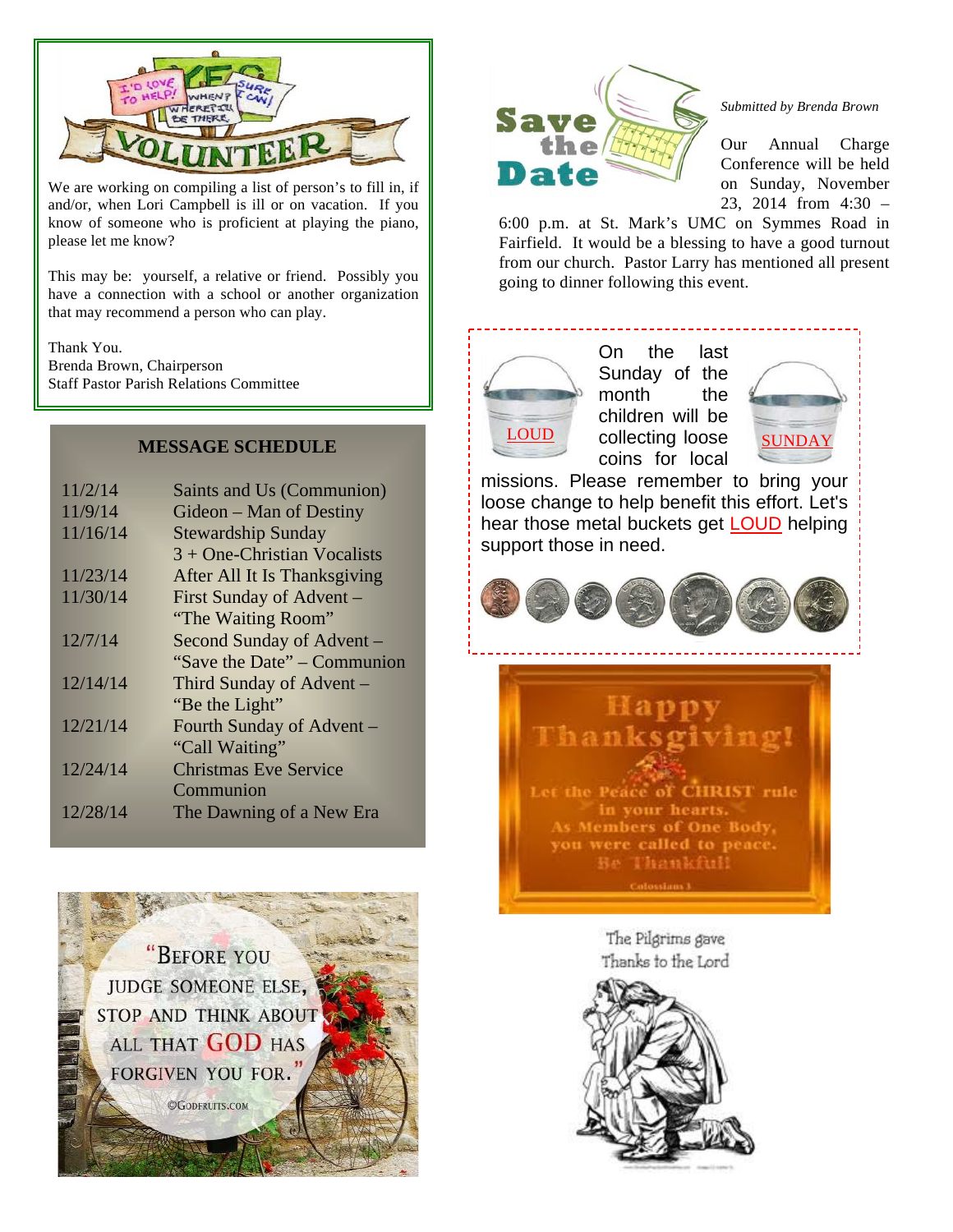We are working on compiling a list of person's to fill in, if and/or, when Lori Campbell is ill or on vacation. If you know of someone who is proficient at playing the piano, please let me know?

This may be: yourself, a relative or friend. Possibly you have a connection with a school or another organization that may recommend a person who can play.

Thank You.
Brenda Brown, Chairperson
Staff Pastor Parish Relations Committee

## MESSAGE SCHEDULE

| | |
|---|---|
| 11/2/14 | Saints and Us (Communion) |
| 11/9/14 | Gideon – Man of Destiny |
| 11/16/14 | Stewardship Sunday 3 + One-Christian Vocalists |
| 11/23/14 | After All It Is Thanksgiving |
| 11/30/14 | First Sunday of Advent – "The Waiting Room" |
| 12/7/14 | Second Sunday of Advent – "Save the Date" – Communion |
| 12/14/14 | Third Sunday of Advent – "Be the Light" |
| 12/21/14 | Fourth Sunday of Advent – "Call Waiting" |
| 12/24/14 | Christmas Eve Service Communion |
| 12/28/14 | The Dawning of a New Era |

"Before you judge someone else, stop and think about all that God has forgiven you for."

©Godfruits.com

*Submitted by Brenda Brown*

Our Annual Charge Conference will be held on Sunday, November 23, 2014 from 4:30 – 6:00 p.m. at St. Mark's UMC on Symmes Road in Fairfield. It would be a blessing to have a good turnout from our church. Pastor Larry has mentioned all present going to dinner following this event.

LOUD SUNDAY

On the last Sunday of the month the children will be collecting loose coins for local missions. Please remember to bring your loose change to help benefit this effort. Let's hear those metal buckets get LOUD helping support those in need.

Happy Thanksgiving!

Let the Peace of CHRIST rule in your hearts. As Members of One Body, you were called to peace. Be Thankful!

Colossians 3

The Pilgrims gave Thanks to the Lord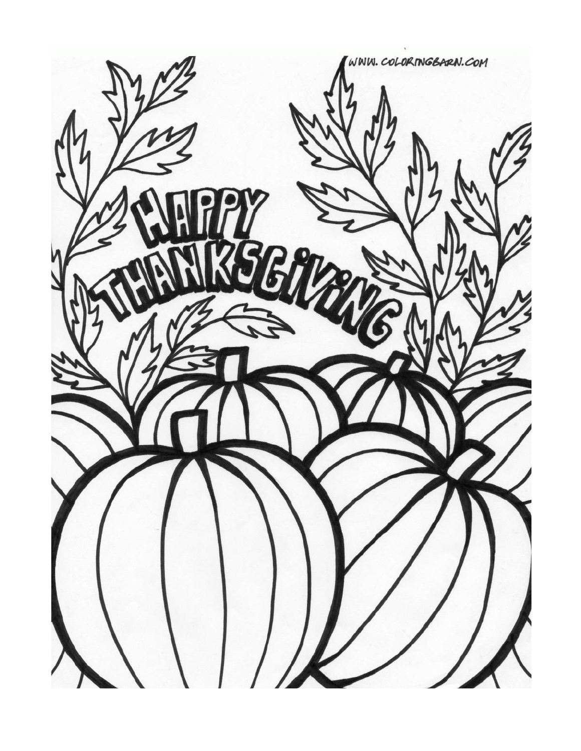WWW. COLORINGBARN.COM

HAPPY THANKSGiViNG